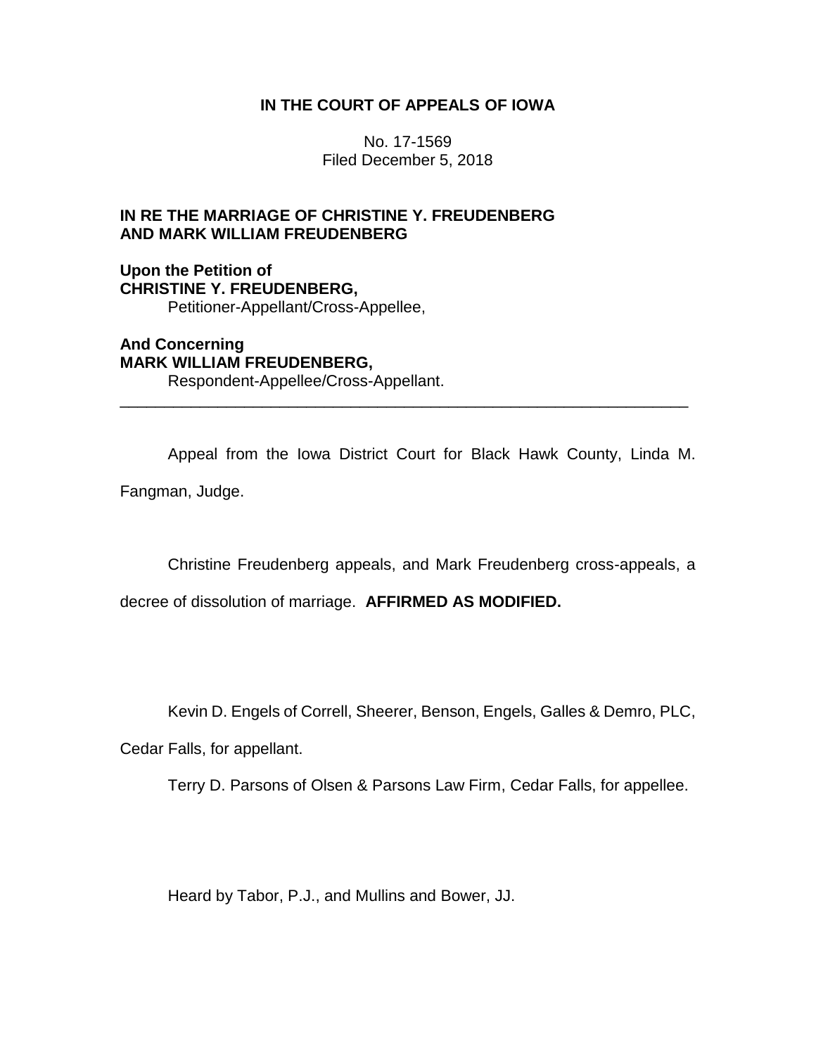**IN THE COURT OF APPEALS OF IOWA**

No. 17-1569
Filed December 5, 2018

**IN RE THE MARRIAGE OF CHRISTINE Y. FREUDENBERG AND MARK WILLIAM FREUDENBERG**

**Upon the Petition of**
**CHRISTINE Y. FREUDENBERG,**
Petitioner-Appellant/Cross-Appellee,

**And Concerning**
**MARK WILLIAM FREUDENBERG,**
Respondent-Appellee/Cross-Appellant.

---

Appeal from the Iowa District Court for Black Hawk County, Linda M. Fangman, Judge.

Christine Freudenberg appeals, and Mark Freudenberg cross-appeals, a decree of dissolution of marriage. **AFFIRMED AS MODIFIED.**

Kevin D. Engels of Correll, Sheerer, Benson, Engels, Galles & Demro, PLC, Cedar Falls, for appellant.

Terry D. Parsons of Olsen & Parsons Law Firm, Cedar Falls, for appellee.

Heard by Tabor, P.J., and Mullins and Bower, JJ.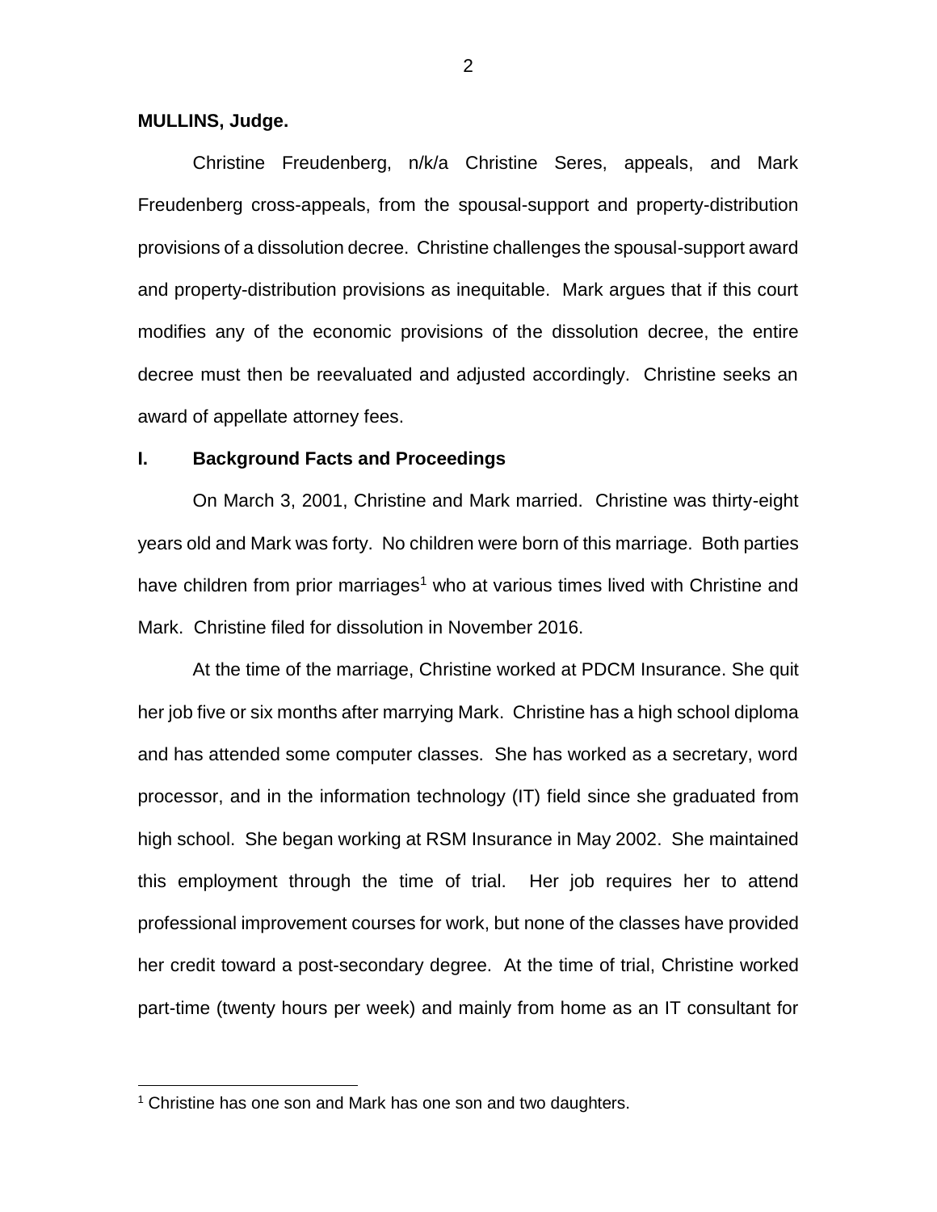**MULLINS, Judge.**

Christine Freudenberg, n/k/a Christine Seres, appeals, and Mark Freudenberg cross-appeals, from the spousal-support and property-distribution provisions of a dissolution decree. Christine challenges the spousal-support award and property-distribution provisions as inequitable. Mark argues that if this court modifies any of the economic provisions of the dissolution decree, the entire decree must then be reevaluated and adjusted accordingly. Christine seeks an award of appellate attorney fees.

## I. Background Facts and Proceedings

On March 3, 2001, Christine and Mark married. Christine was thirty-eight years old and Mark was forty. No children were born of this marriage. Both parties have children from prior marriages[1] who at various times lived with Christine and Mark. Christine filed for dissolution in November 2016.

At the time of the marriage, Christine worked at PDCM Insurance. She quit her job five or six months after marrying Mark. Christine has a high school diploma and has attended some computer classes. She has worked as a secretary, word processor, and in the information technology (IT) field since she graduated from high school. She began working at RSM Insurance in May 2002. She maintained this employment through the time of trial. Her job requires her to attend professional improvement courses for work, but none of the classes have provided her credit toward a post-secondary degree. At the time of trial, Christine worked part-time (twenty hours per week) and mainly from home as an IT consultant for

[1] Christine has one son and Mark has one son and two daughters.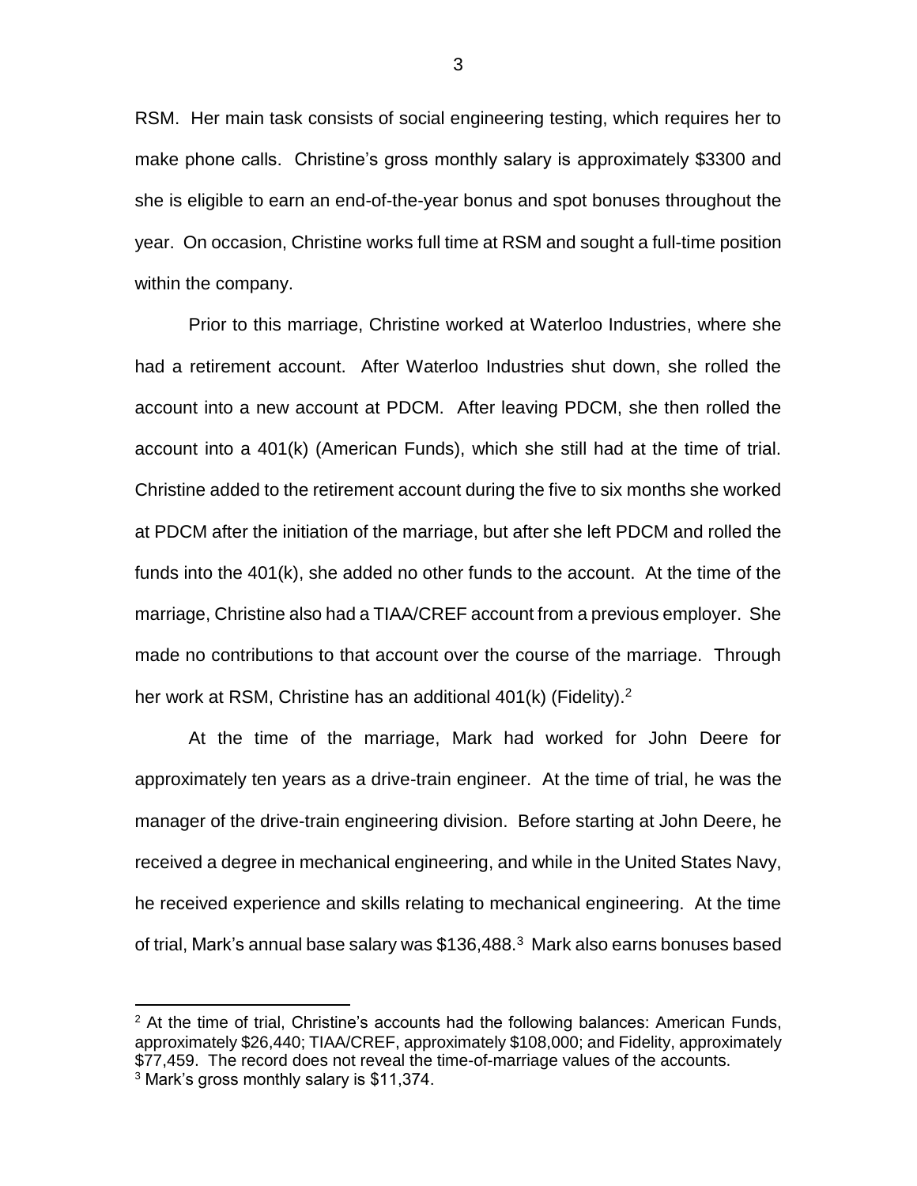RSM. Her main task consists of social engineering testing, which requires her to make phone calls. Christine's gross monthly salary is approximately $3300 and she is eligible to earn an end-of-the-year bonus and spot bonuses throughout the year. On occasion, Christine works full time at RSM and sought a full-time position within the company.

Prior to this marriage, Christine worked at Waterloo Industries, where she had a retirement account. After Waterloo Industries shut down, she rolled the account into a new account at PDCM. After leaving PDCM, she then rolled the account into a 401(k) (American Funds), which she still had at the time of trial. Christine added to the retirement account during the five to six months she worked at PDCM after the initiation of the marriage, but after she left PDCM and rolled the funds into the 401(k), she added no other funds to the account. At the time of the marriage, Christine also had a TIAA/CREF account from a previous employer. She made no contributions to that account over the course of the marriage. Through her work at RSM, Christine has an additional 401(k) (Fidelity).[2]

At the time of the marriage, Mark had worked for John Deere for approximately ten years as a drive-train engineer. At the time of trial, he was the manager of the drive-train engineering division. Before starting at John Deere, he received a degree in mechanical engineering, and while in the United States Navy, he received experience and skills relating to mechanical engineering. At the time of trial, Mark's annual base salary was $136,488.[3] Mark also earns bonuses based

---

[2] At the time of trial, Christine's accounts had the following balances: American Funds, approximately $26,440; TIAA/CREF, approximately $108,000; and Fidelity, approximately $77,459. The record does not reveal the time-of-marriage values of the accounts.

[3] Mark's gross monthly salary is $11,374.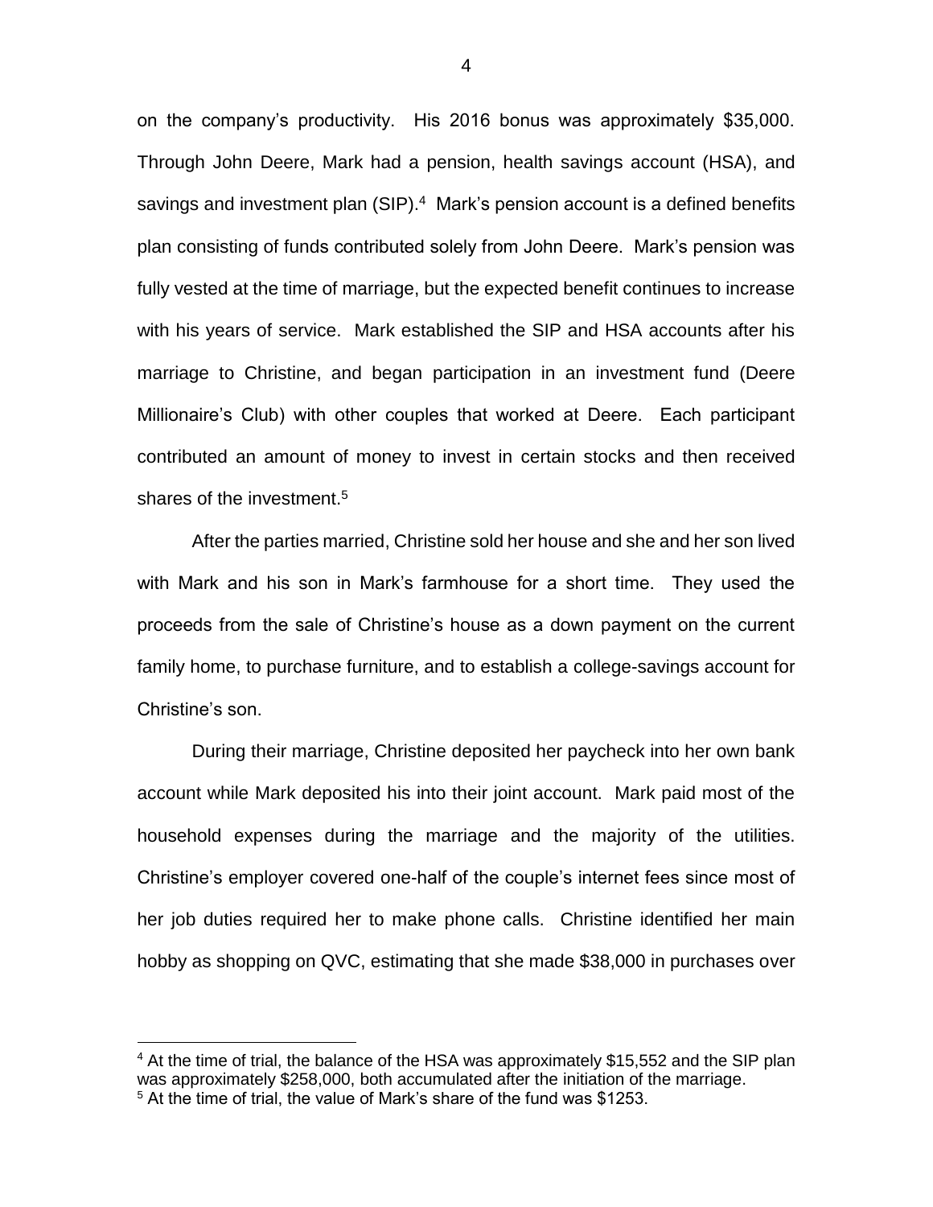on the company's productivity. His 2016 bonus was approximately $35,000. Through John Deere, Mark had a pension, health savings account (HSA), and savings and investment plan (SIP).[4] Mark's pension account is a defined benefits plan consisting of funds contributed solely from John Deere. Mark's pension was fully vested at the time of marriage, but the expected benefit continues to increase with his years of service. Mark established the SIP and HSA accounts after his marriage to Christine, and began participation in an investment fund (Deere Millionaire's Club) with other couples that worked at Deere. Each participant contributed an amount of money to invest in certain stocks and then received shares of the investment.[5]

After the parties married, Christine sold her house and she and her son lived with Mark and his son in Mark's farmhouse for a short time. They used the proceeds from the sale of Christine's house as a down payment on the current family home, to purchase furniture, and to establish a college-savings account for Christine's son.

During their marriage, Christine deposited her paycheck into her own bank account while Mark deposited his into their joint account. Mark paid most of the household expenses during the marriage and the majority of the utilities. Christine's employer covered one-half of the couple's internet fees since most of her job duties required her to make phone calls. Christine identified her main hobby as shopping on QVC, estimating that she made $38,000 in purchases over

---

[4] At the time of trial, the balance of the HSA was approximately $15,552 and the SIP plan was approximately $258,000, both accumulated after the initiation of the marriage.

[5] At the time of trial, the value of Mark's share of the fund was $1253.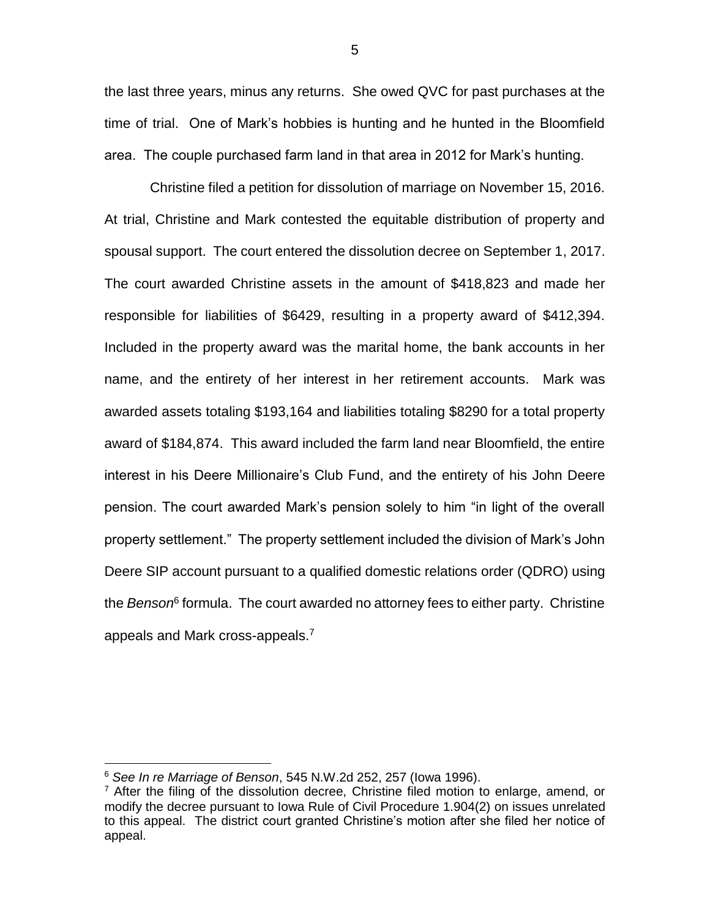the last three years, minus any returns. She owed QVC for past purchases at the time of trial. One of Mark's hobbies is hunting and he hunted in the Bloomfield area. The couple purchased farm land in that area in 2012 for Mark's hunting.

Christine filed a petition for dissolution of marriage on November 15, 2016. At trial, Christine and Mark contested the equitable distribution of property and spousal support. The court entered the dissolution decree on September 1, 2017. The court awarded Christine assets in the amount of \$418,823 and made her responsible for liabilities of \$6429, resulting in a property award of \$412,394. Included in the property award was the marital home, the bank accounts in her name, and the entirety of her interest in her retirement accounts. Mark was awarded assets totaling \$193,164 and liabilities totaling \$8290 for a total property award of \$184,874. This award included the farm land near Bloomfield, the entire interest in his Deere Millionaire's Club Fund, and the entirety of his John Deere pension. The court awarded Mark's pension solely to him "in light of the overall property settlement." The property settlement included the division of Mark's John Deere SIP account pursuant to a qualified domestic relations order (QDRO) using the *Benson*[6] formula. The court awarded no attorney fees to either party. Christine appeals and Mark cross-appeals.[7]

---

[6] *See In re Marriage of Benson*, 545 N.W.2d 252, 257 (Iowa 1996).

[7] After the filing of the dissolution decree, Christine filed motion to enlarge, amend, or modify the decree pursuant to Iowa Rule of Civil Procedure 1.904(2) on issues unrelated to this appeal. The district court granted Christine's motion after she filed her notice of appeal.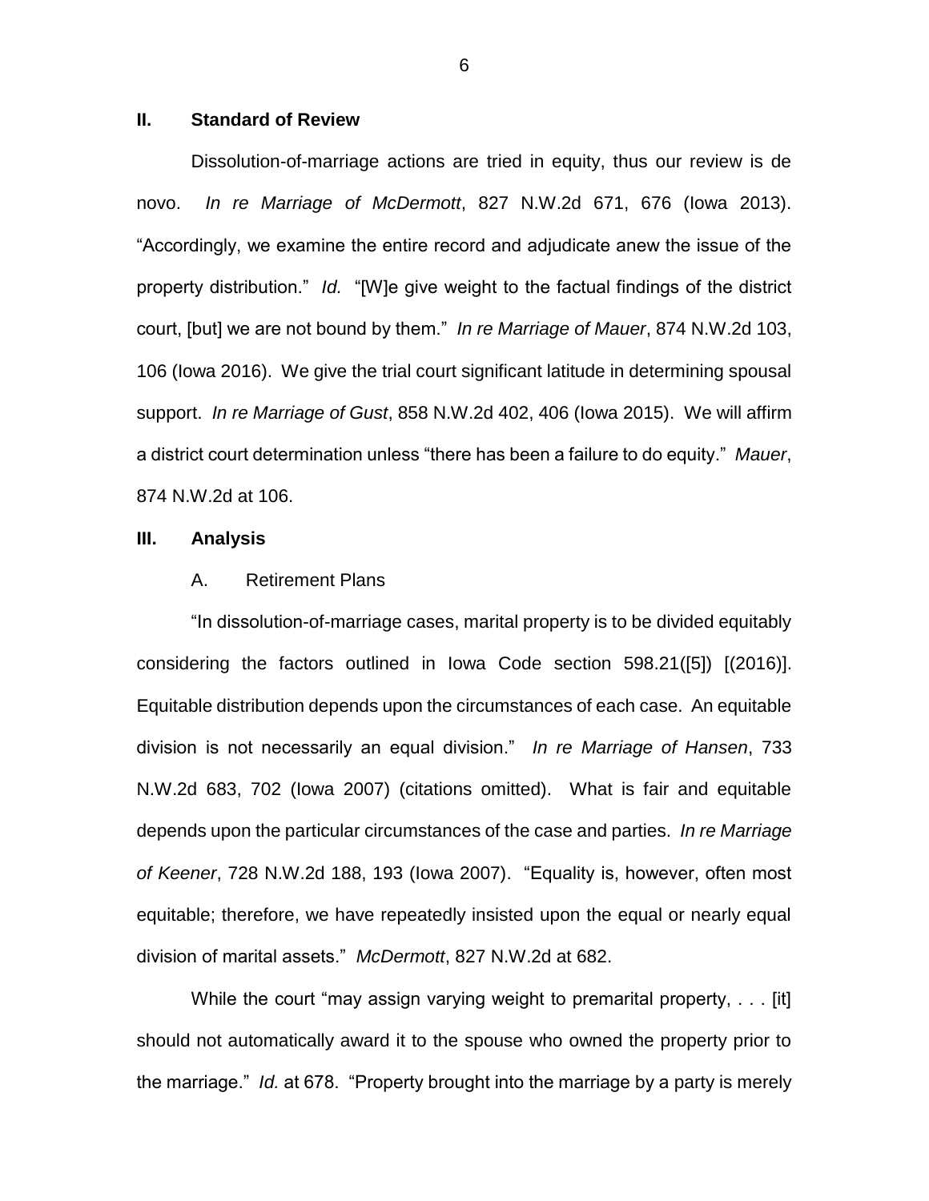## II. Standard of Review

Dissolution-of-marriage actions are tried in equity, thus our review is de novo. *In re Marriage of McDermott*, 827 N.W.2d 671, 676 (Iowa 2013). "Accordingly, we examine the entire record and adjudicate anew the issue of the property distribution." *Id.* "[W]e give weight to the factual findings of the district court, [but] we are not bound by them." *In re Marriage of Mauer*, 874 N.W.2d 103, 106 (Iowa 2016). We give the trial court significant latitude in determining spousal support. *In re Marriage of Gust*, 858 N.W.2d 402, 406 (Iowa 2015). We will affirm a district court determination unless "there has been a failure to do equity." *Mauer*, 874 N.W.2d at 106.

## III. Analysis

### A. Retirement Plans

"In dissolution-of-marriage cases, marital property is to be divided equitably considering the factors outlined in Iowa Code section 598.21([5]) [(2016)]. Equitable distribution depends upon the circumstances of each case. An equitable division is not necessarily an equal division." *In re Marriage of Hansen*, 733 N.W.2d 683, 702 (Iowa 2007) (citations omitted). What is fair and equitable depends upon the particular circumstances of the case and parties. *In re Marriage of Keener*, 728 N.W.2d 188, 193 (Iowa 2007). "Equality is, however, often most equitable; therefore, we have repeatedly insisted upon the equal or nearly equal division of marital assets." *McDermott*, 827 N.W.2d at 682.

While the court "may assign varying weight to premarital property, . . . [it] should not automatically award it to the spouse who owned the property prior to the marriage." *Id.* at 678. "Property brought into the marriage by a party is merely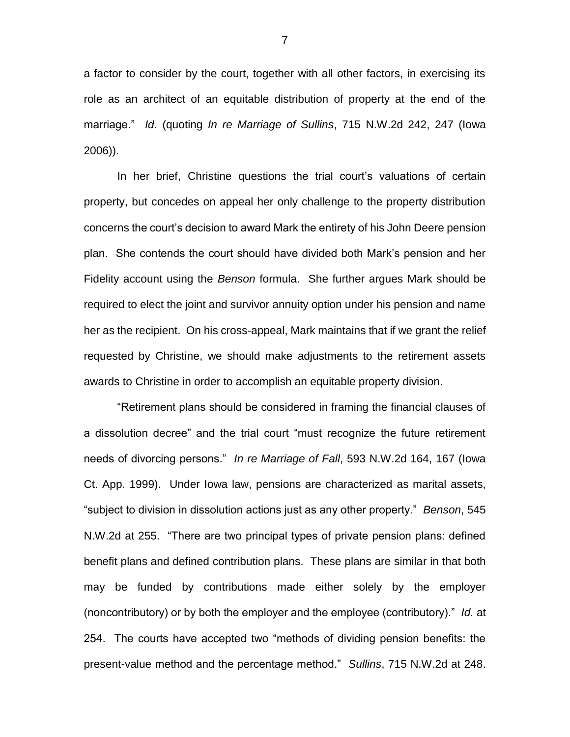a factor to consider by the court, together with all other factors, in exercising its role as an architect of an equitable distribution of property at the end of the marriage." *Id.* (quoting *In re Marriage of Sullins*, 715 N.W.2d 242, 247 (Iowa 2006)).

In her brief, Christine questions the trial court's valuations of certain property, but concedes on appeal her only challenge to the property distribution concerns the court's decision to award Mark the entirety of his John Deere pension plan. She contends the court should have divided both Mark's pension and her Fidelity account using the *Benson* formula. She further argues Mark should be required to elect the joint and survivor annuity option under his pension and name her as the recipient. On his cross-appeal, Mark maintains that if we grant the relief requested by Christine, we should make adjustments to the retirement assets awards to Christine in order to accomplish an equitable property division.

"Retirement plans should be considered in framing the financial clauses of a dissolution decree" and the trial court "must recognize the future retirement needs of divorcing persons." *In re Marriage of Fall*, 593 N.W.2d 164, 167 (Iowa Ct. App. 1999). Under Iowa law, pensions are characterized as marital assets, "subject to division in dissolution actions just as any other property." *Benson*, 545 N.W.2d at 255. "There are two principal types of private pension plans: defined benefit plans and defined contribution plans. These plans are similar in that both may be funded by contributions made either solely by the employer (noncontributory) or by both the employer and the employee (contributory)." *Id.* at 254. The courts have accepted two "methods of dividing pension benefits: the present-value method and the percentage method." *Sullins*, 715 N.W.2d at 248.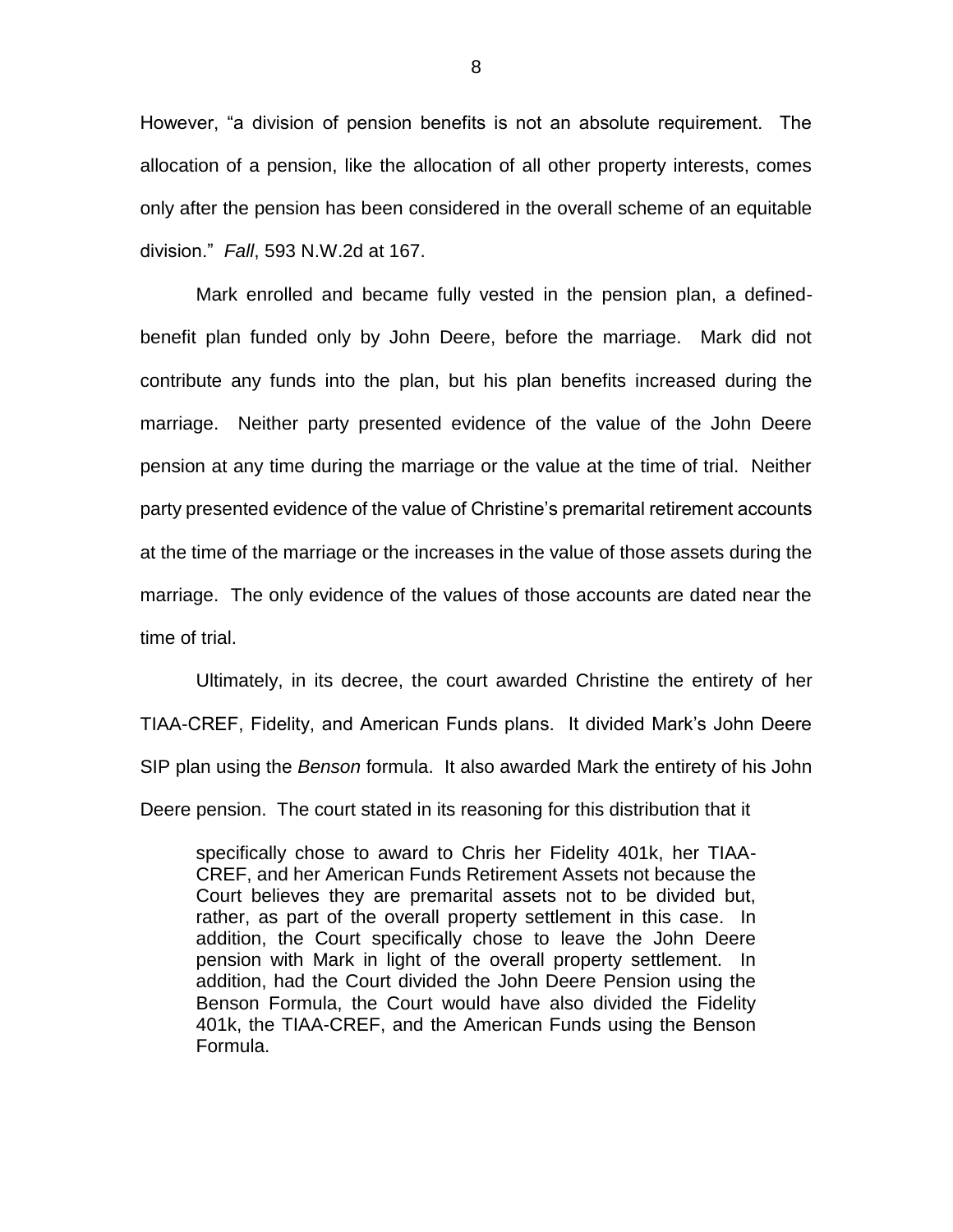However, "a division of pension benefits is not an absolute requirement. The allocation of a pension, like the allocation of all other property interests, comes only after the pension has been considered in the overall scheme of an equitable division." *Fall*, 593 N.W.2d at 167.

Mark enrolled and became fully vested in the pension plan, a defined-benefit plan funded only by John Deere, before the marriage. Mark did not contribute any funds into the plan, but his plan benefits increased during the marriage. Neither party presented evidence of the value of the John Deere pension at any time during the marriage or the value at the time of trial. Neither party presented evidence of the value of Christine's premarital retirement accounts at the time of the marriage or the increases in the value of those assets during the marriage. The only evidence of the values of those accounts are dated near the time of trial.

Ultimately, in its decree, the court awarded Christine the entirety of her TIAA-CREF, Fidelity, and American Funds plans. It divided Mark's John Deere SIP plan using the *Benson* formula. It also awarded Mark the entirety of his John Deere pension. The court stated in its reasoning for this distribution that it

> specifically chose to award to Chris her Fidelity 401k, her TIAA-CREF, and her American Funds Retirement Assets not because the Court believes they are premarital assets not to be divided but, rather, as part of the overall property settlement in this case. In addition, the Court specifically chose to leave the John Deere pension with Mark in light of the overall property settlement. In addition, had the Court divided the John Deere Pension using the Benson Formula, the Court would have also divided the Fidelity 401k, the TIAA-CREF, and the American Funds using the Benson Formula.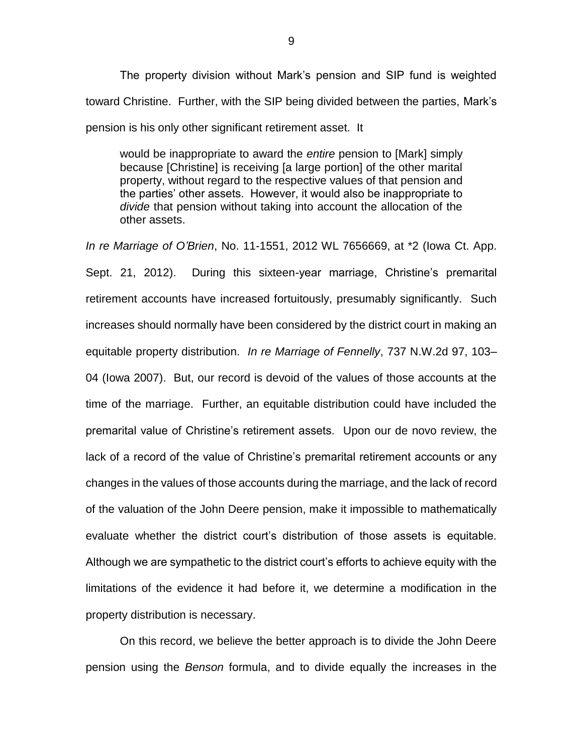The property division without Mark's pension and SIP fund is weighted toward Christine. Further, with the SIP being divided between the parties, Mark's pension is his only other significant retirement asset. It

> would be inappropriate to award the *entire* pension to [Mark] simply because [Christine] is receiving [a large portion] of the other marital property, without regard to the respective values of that pension and the parties' other assets. However, it would also be inappropriate to *divide* that pension without taking into account the allocation of the other assets.

*In re Marriage of O'Brien*, No. 11-1551, 2012 WL 7656669, at *2 (Iowa Ct. App. Sept. 21, 2012). During this sixteen-year marriage, Christine's premarital retirement accounts have increased fortuitously, presumably significantly. Such increases should normally have been considered by the district court in making an equitable property distribution. *In re Marriage of Fennelly*, 737 N.W.2d 97, 103–04 (Iowa 2007). But, our record is devoid of the values of those accounts at the time of the marriage. Further, an equitable distribution could have included the premarital value of Christine's retirement assets. Upon our de novo review, the lack of a record of the value of Christine's premarital retirement accounts or any changes in the values of those accounts during the marriage, and the lack of record of the valuation of the John Deere pension, make it impossible to mathematically evaluate whether the district court's distribution of those assets is equitable. Although we are sympathetic to the district court's efforts to achieve equity with the limitations of the evidence it had before it, we determine a modification in the property distribution is necessary.

On this record, we believe the better approach is to divide the John Deere pension using the *Benson* formula, and to divide equally the increases in the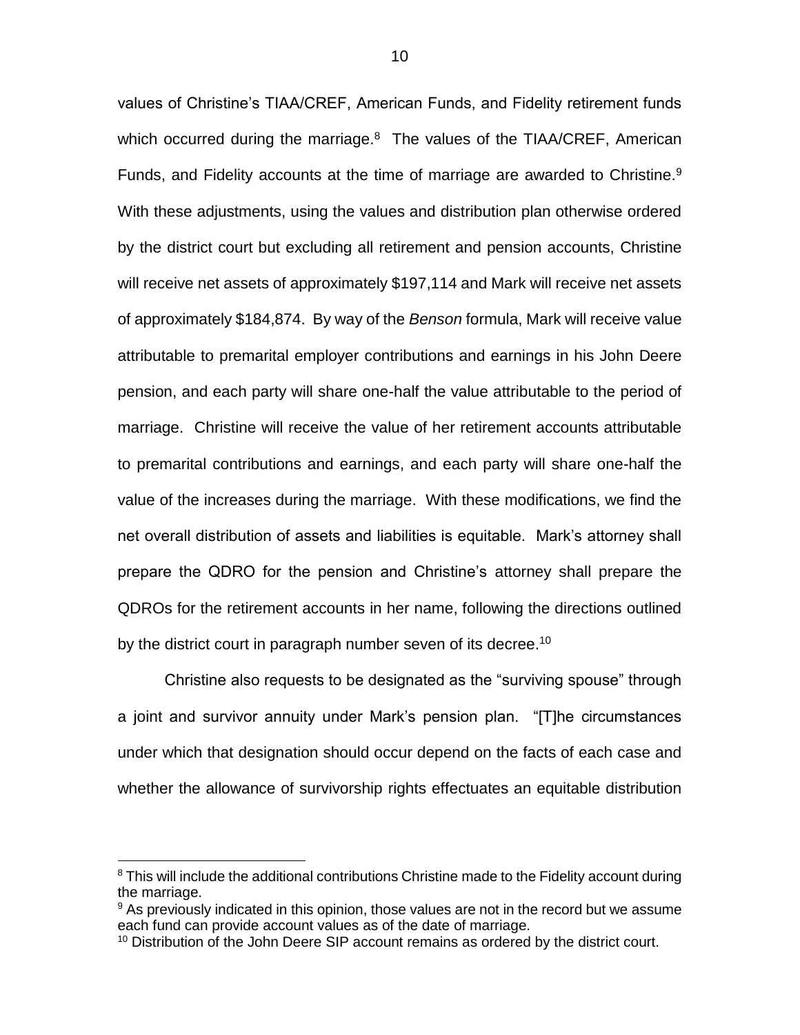values of Christine's TIAA/CREF, American Funds, and Fidelity retirement funds which occurred during the marriage.[8] The values of the TIAA/CREF, American Funds, and Fidelity accounts at the time of marriage are awarded to Christine.[9] With these adjustments, using the values and distribution plan otherwise ordered by the district court but excluding all retirement and pension accounts, Christine will receive net assets of approximately $197,114 and Mark will receive net assets of approximately $184,874. By way of the *Benson* formula, Mark will receive value attributable to premarital employer contributions and earnings in his John Deere pension, and each party will share one-half the value attributable to the period of marriage. Christine will receive the value of her retirement accounts attributable to premarital contributions and earnings, and each party will share one-half the value of the increases during the marriage. With these modifications, we find the net overall distribution of assets and liabilities is equitable. Mark's attorney shall prepare the QDRO for the pension and Christine's attorney shall prepare the QDROs for the retirement accounts in her name, following the directions outlined by the district court in paragraph number seven of its decree.[10]

Christine also requests to be designated as the "surviving spouse" through a joint and survivor annuity under Mark's pension plan. "[T]he circumstances under which that designation should occur depend on the facts of each case and whether the allowance of survivorship rights effectuates an equitable distribution

---

[8] This will include the additional contributions Christine made to the Fidelity account during the marriage.

[9] As previously indicated in this opinion, those values are not in the record but we assume each fund can provide account values as of the date of marriage.

[10] Distribution of the John Deere SIP account remains as ordered by the district court.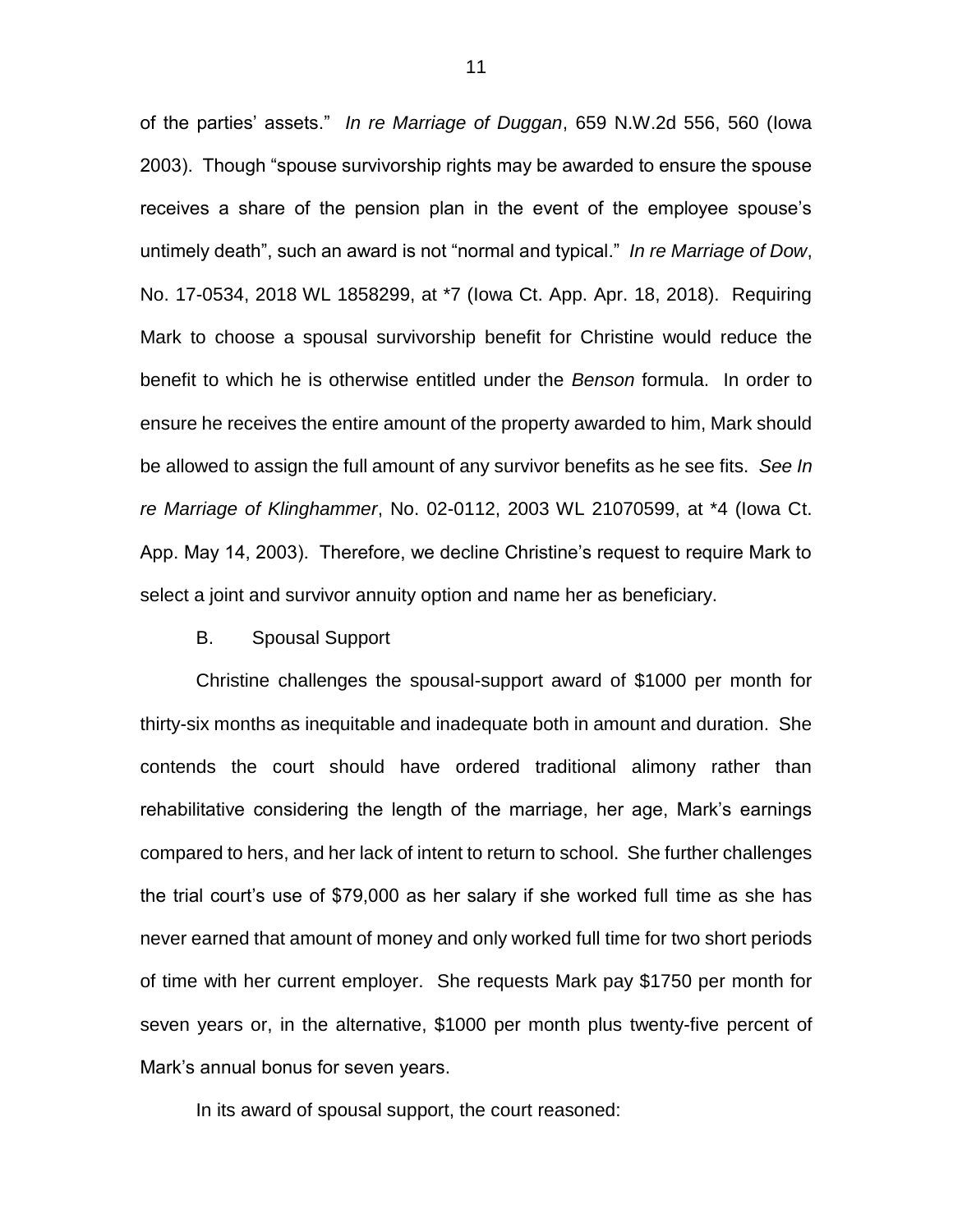of the parties' assets." *In re Marriage of Duggan*, 659 N.W.2d 556, 560 (Iowa 2003). Though "spouse survivorship rights may be awarded to ensure the spouse receives a share of the pension plan in the event of the employee spouse's untimely death", such an award is not "normal and typical." *In re Marriage of Dow*, No. 17-0534, 2018 WL 1858299, at *7 (Iowa Ct. App. Apr. 18, 2018). Requiring Mark to choose a spousal survivorship benefit for Christine would reduce the benefit to which he is otherwise entitled under the *Benson* formula. In order to ensure he receives the entire amount of the property awarded to him, Mark should be allowed to assign the full amount of any survivor benefits as he see fits. *See In re Marriage of Klinghammer*, No. 02-0112, 2003 WL 21070599, at *4 (Iowa Ct. App. May 14, 2003). Therefore, we decline Christine's request to require Mark to select a joint and survivor annuity option and name her as beneficiary.

### B. Spousal Support

Christine challenges the spousal-support award of $1000 per month for thirty-six months as inequitable and inadequate both in amount and duration. She contends the court should have ordered traditional alimony rather than rehabilitative considering the length of the marriage, her age, Mark's earnings compared to hers, and her lack of intent to return to school. She further challenges the trial court's use of $79,000 as her salary if she worked full time as she has never earned that amount of money and only worked full time for two short periods of time with her current employer. She requests Mark pay $1750 per month for seven years or, in the alternative, $1000 per month plus twenty-five percent of Mark's annual bonus for seven years.

In its award of spousal support, the court reasoned: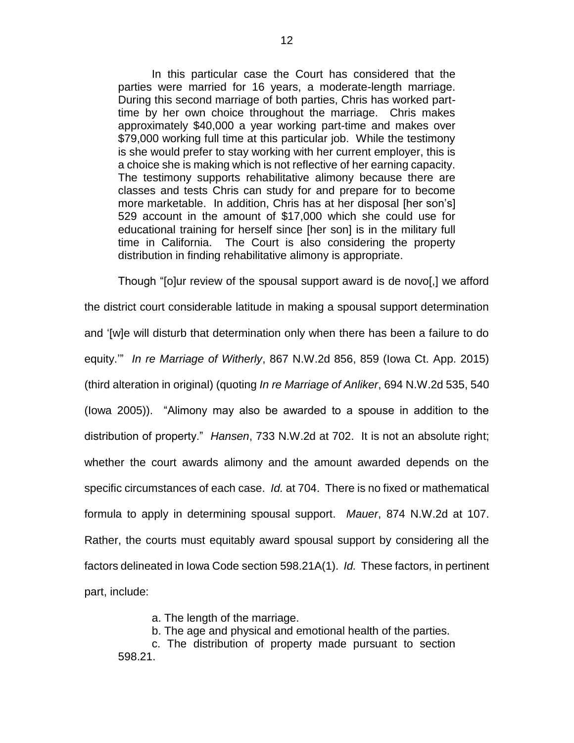> In this particular case the Court has considered that the parties were married for 16 years, a moderate-length marriage. During this second marriage of both parties, Chris has worked part-time by her own choice throughout the marriage. Chris makes approximately $40,000 a year working part-time and makes over $79,000 working full time at this particular job. While the testimony is she would prefer to stay working with her current employer, this is a choice she is making which is not reflective of her earning capacity. The testimony supports rehabilitative alimony because there are classes and tests Chris can study for and prepare for to become more marketable. In addition, Chris has at her disposal [her son's] 529 account in the amount of $17,000 which she could use for educational training for herself since [her son] is in the military full time in California. The Court is also considering the property distribution in finding rehabilitative alimony is appropriate.

Though "[o]ur review of the spousal support award is de novo[,] we afford the district court considerable latitude in making a spousal support determination and '[w]e will disturb that determination only when there has been a failure to do equity.'" *In re Marriage of Witherly*, 867 N.W.2d 856, 859 (Iowa Ct. App. 2015) (third alteration in original) (quoting *In re Marriage of Anliker*, 694 N.W.2d 535, 540 (Iowa 2005)). "Alimony may also be awarded to a spouse in addition to the distribution of property." *Hansen*, 733 N.W.2d at 702. It is not an absolute right; whether the court awards alimony and the amount awarded depends on the specific circumstances of each case. *Id.* at 704. There is no fixed or mathematical formula to apply in determining spousal support. *Mauer*, 874 N.W.2d at 107. Rather, the courts must equitably award spousal support by considering all the factors delineated in Iowa Code section 598.21A(1). *Id.* These factors, in pertinent part, include:

> a. The length of the marriage.
>
> b. The age and physical and emotional health of the parties.
>
> c. The distribution of property made pursuant to section 598.21.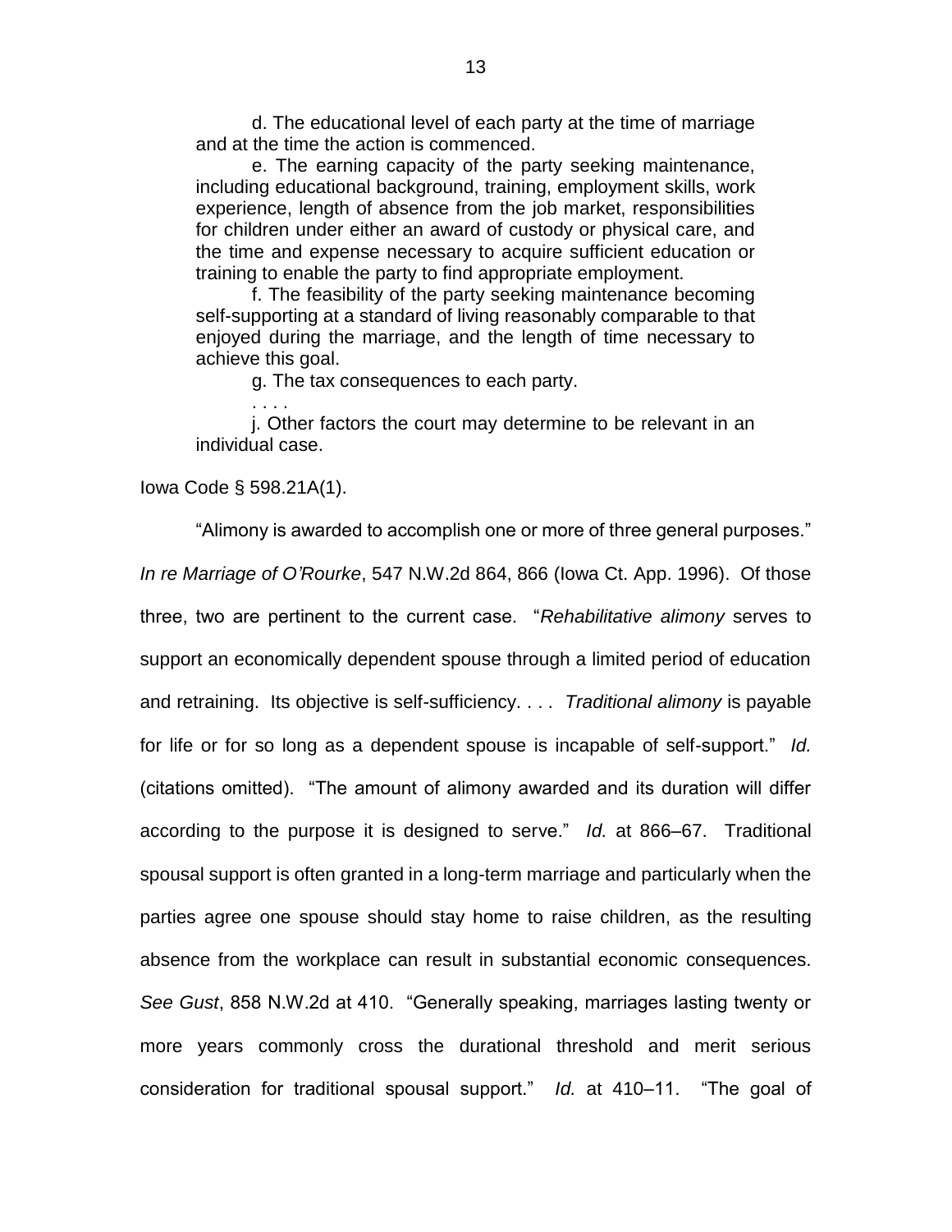> d. The educational level of each party at the time of marriage and at the time the action is commenced.
>
> e. The earning capacity of the party seeking maintenance, including educational background, training, employment skills, work experience, length of absence from the job market, responsibilities for children under either an award of custody or physical care, and the time and expense necessary to acquire sufficient education or training to enable the party to find appropriate employment.
>
> f. The feasibility of the party seeking maintenance becoming self-supporting at a standard of living reasonably comparable to that enjoyed during the marriage, and the length of time necessary to achieve this goal.
>
> g. The tax consequences to each party.
>
> . . . .
>
> j. Other factors the court may determine to be relevant in an individual case.

Iowa Code § 598.21A(1).

"Alimony is awarded to accomplish one or more of three general purposes." *In re Marriage of O'Rourke*, 547 N.W.2d 864, 866 (Iowa Ct. App. 1996). Of those three, two are pertinent to the current case. "*Rehabilitative alimony* serves to support an economically dependent spouse through a limited period of education and retraining. Its objective is self-sufficiency. . . . *Traditional alimony* is payable for life or for so long as a dependent spouse is incapable of self-support." *Id.* (citations omitted). "The amount of alimony awarded and its duration will differ according to the purpose it is designed to serve." *Id.* at 866–67. Traditional spousal support is often granted in a long-term marriage and particularly when the parties agree one spouse should stay home to raise children, as the resulting absence from the workplace can result in substantial economic consequences. *See Gust*, 858 N.W.2d at 410. "Generally speaking, marriages lasting twenty or more years commonly cross the durational threshold and merit serious consideration for traditional spousal support." *Id.* at 410–11. "The goal of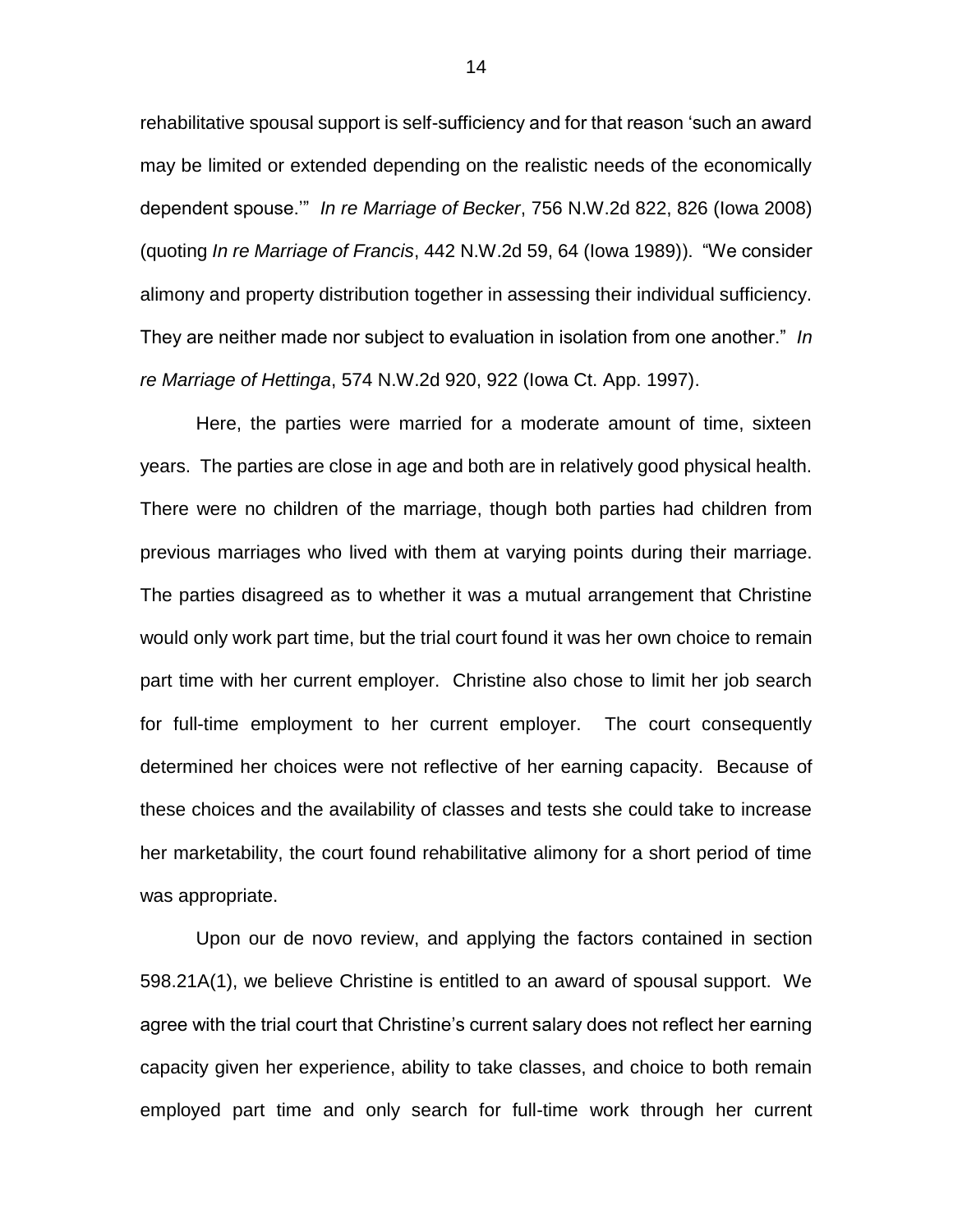rehabilitative spousal support is self-sufficiency and for that reason 'such an award may be limited or extended depending on the realistic needs of the economically dependent spouse.'" *In re Marriage of Becker*, 756 N.W.2d 822, 826 (Iowa 2008) (quoting *In re Marriage of Francis*, 442 N.W.2d 59, 64 (Iowa 1989)). "We consider alimony and property distribution together in assessing their individual sufficiency. They are neither made nor subject to evaluation in isolation from one another." *In re Marriage of Hettinga*, 574 N.W.2d 920, 922 (Iowa Ct. App. 1997).

Here, the parties were married for a moderate amount of time, sixteen years. The parties are close in age and both are in relatively good physical health. There were no children of the marriage, though both parties had children from previous marriages who lived with them at varying points during their marriage. The parties disagreed as to whether it was a mutual arrangement that Christine would only work part time, but the trial court found it was her own choice to remain part time with her current employer. Christine also chose to limit her job search for full-time employment to her current employer. The court consequently determined her choices were not reflective of her earning capacity. Because of these choices and the availability of classes and tests she could take to increase her marketability, the court found rehabilitative alimony for a short period of time was appropriate.

Upon our de novo review, and applying the factors contained in section 598.21A(1), we believe Christine is entitled to an award of spousal support. We agree with the trial court that Christine's current salary does not reflect her earning capacity given her experience, ability to take classes, and choice to both remain employed part time and only search for full-time work through her current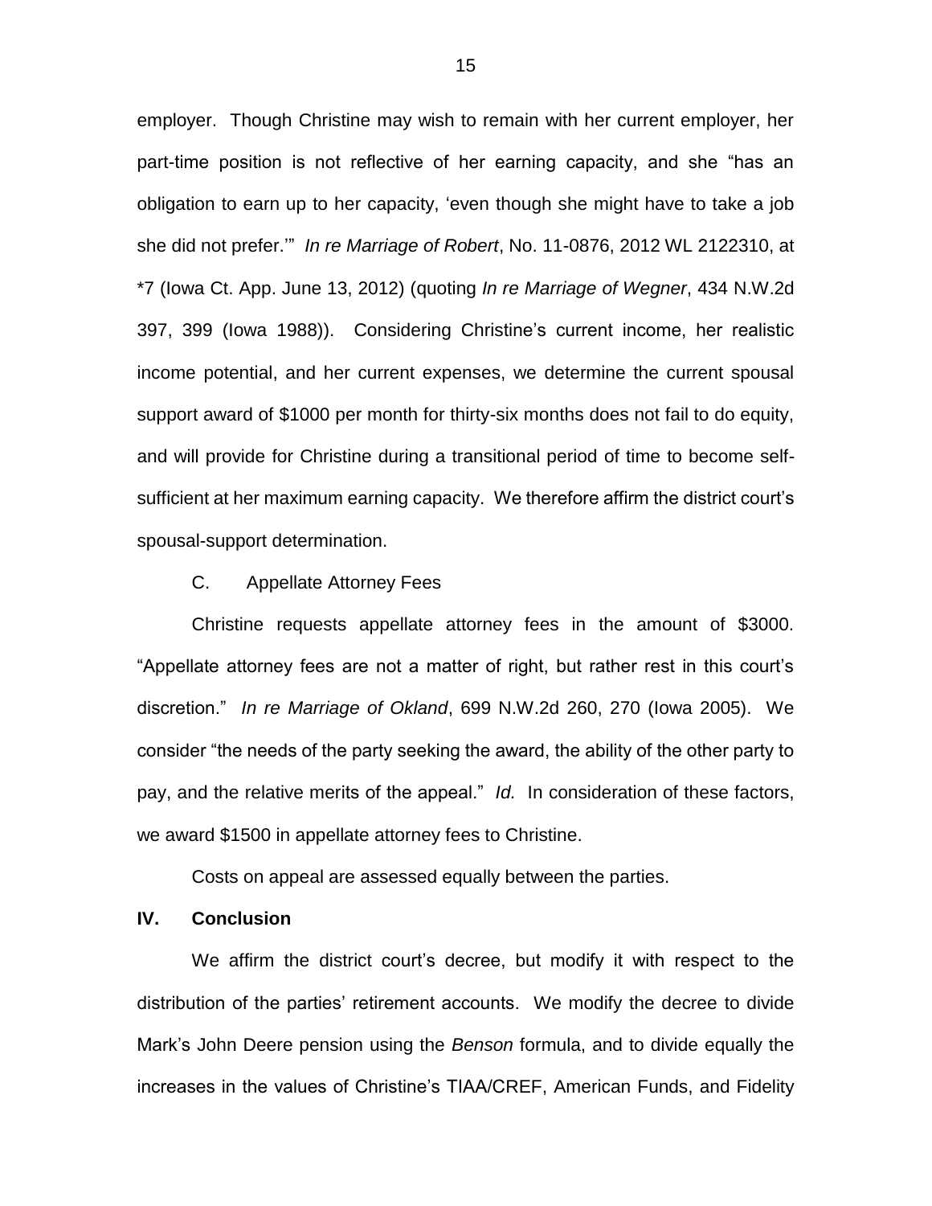employer. Though Christine may wish to remain with her current employer, her part-time position is not reflective of her earning capacity, and she "has an obligation to earn up to her capacity, 'even though she might have to take a job she did not prefer.'" *In re Marriage of Robert*, No. 11-0876, 2012 WL 2122310, at *7 (Iowa Ct. App. June 13, 2012) (quoting *In re Marriage of Wegner*, 434 N.W.2d 397, 399 (Iowa 1988)). Considering Christine's current income, her realistic income potential, and her current expenses, we determine the current spousal support award of $1000 per month for thirty-six months does not fail to do equity, and will provide for Christine during a transitional period of time to become self-sufficient at her maximum earning capacity. We therefore affirm the district court's spousal-support determination.

C. Appellate Attorney Fees

Christine requests appellate attorney fees in the amount of $3000. "Appellate attorney fees are not a matter of right, but rather rest in this court's discretion." *In re Marriage of Okland*, 699 N.W.2d 260, 270 (Iowa 2005). We consider "the needs of the party seeking the award, the ability of the other party to pay, and the relative merits of the appeal." *Id.* In consideration of these factors, we award $1500 in appellate attorney fees to Christine.

Costs on appeal are assessed equally between the parties.

## IV. Conclusion

We affirm the district court's decree, but modify it with respect to the distribution of the parties' retirement accounts. We modify the decree to divide Mark's John Deere pension using the *Benson* formula, and to divide equally the increases in the values of Christine's TIAA/CREF, American Funds, and Fidelity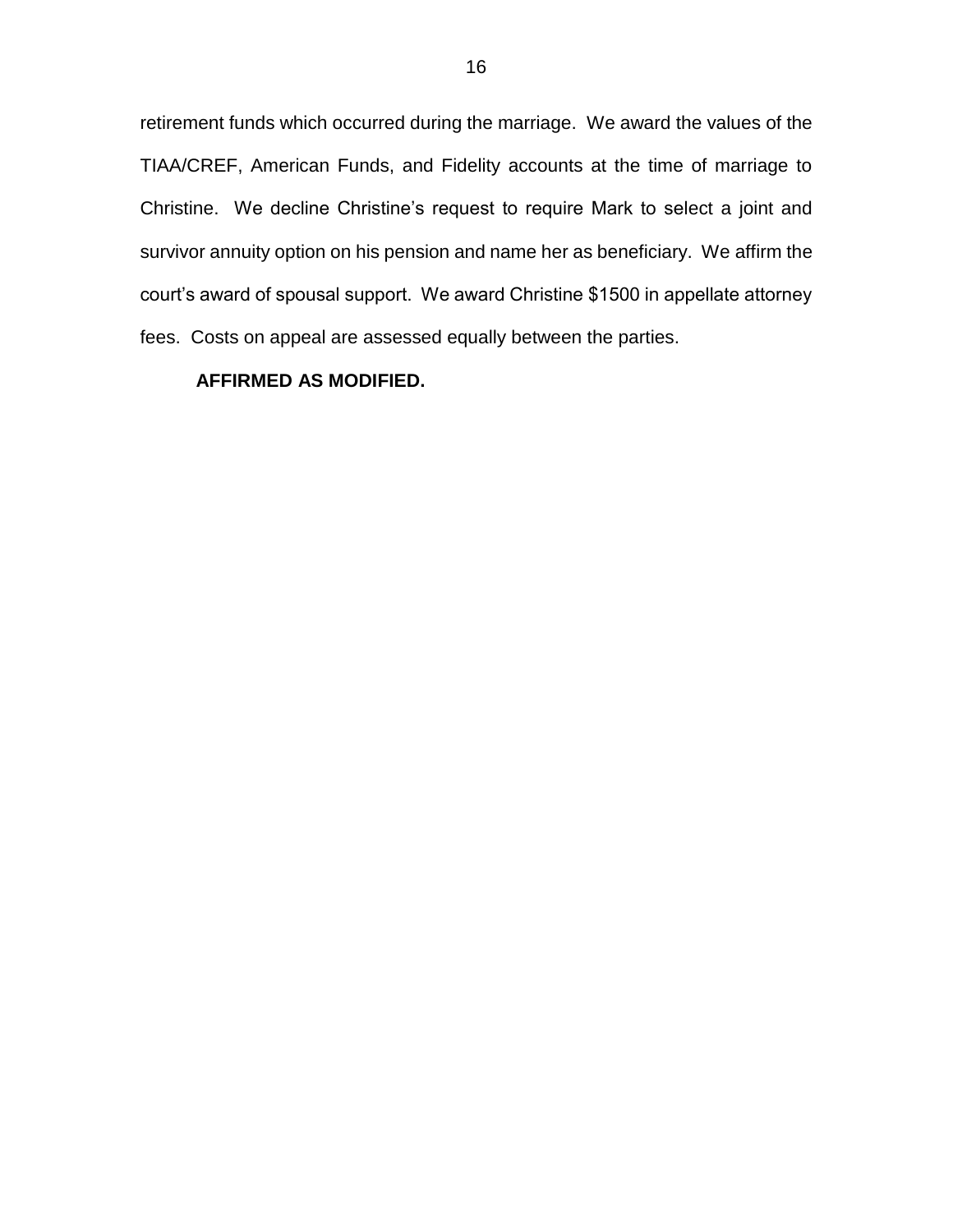retirement funds which occurred during the marriage. We award the values of the TIAA/CREF, American Funds, and Fidelity accounts at the time of marriage to Christine. We decline Christine's request to require Mark to select a joint and survivor annuity option on his pension and name her as beneficiary. We affirm the court's award of spousal support. We award Christine $1500 in appellate attorney fees. Costs on appeal are assessed equally between the parties.

**AFFIRMED AS MODIFIED.**